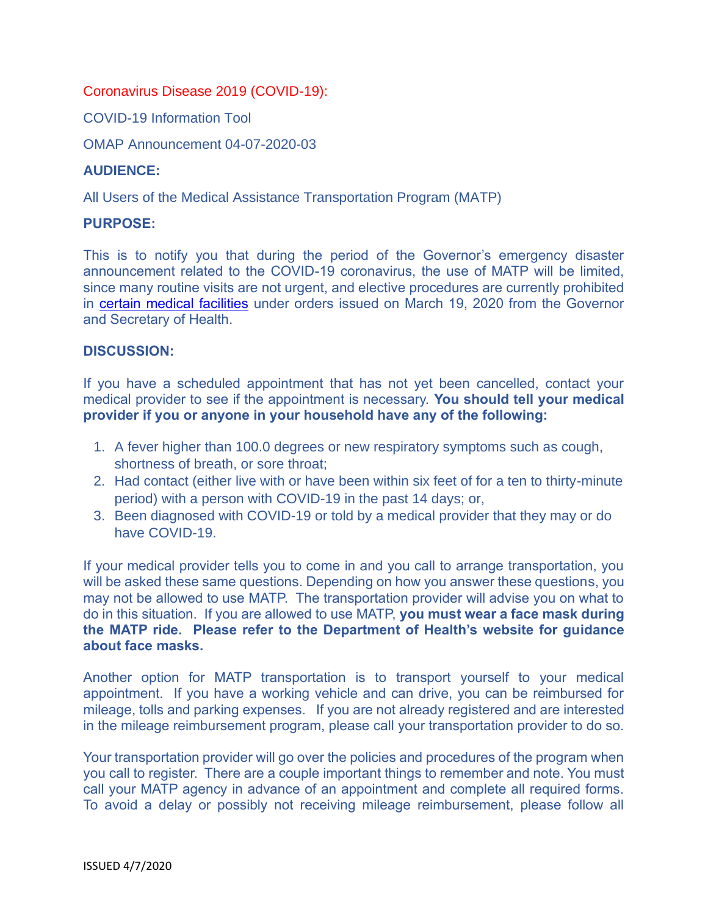Coronavirus Disease 2019 (COVID-19):

COVID-19 Information Tool

OMAP Announcement 04-07-2020-03

**AUDIENCE:**

All Users of the Medical Assistance Transportation Program (MATP)

**PURPOSE:**

This is to notify you that during the period of the Governor's emergency disaster announcement related to the COVID-19 coronavirus, the use of MATP will be limited, since many routine visits are not urgent, and elective procedures are currently prohibited in [certain medical facilities] under orders issued on March 19, 2020 from the Governor and Secretary of Health.

**DISCUSSION:**

If you have a scheduled appointment that has not yet been cancelled, contact your medical provider to see if the appointment is necessary. **You should tell your medical provider if you or anyone in your household have any of the following:**

1. A fever higher than 100.0 degrees or new respiratory symptoms such as cough, shortness of breath, or sore throat;
2. Had contact (either live with or have been within six feet of for a ten to thirty-minute period) with a person with COVID-19 in the past 14 days; or,
3. Been diagnosed with COVID-19 or told by a medical provider that they may or do have COVID-19.

If your medical provider tells you to come in and you call to arrange transportation, you will be asked these same questions. Depending on how you answer these questions, you may not be allowed to use MATP. The transportation provider will advise you on what to do in this situation. If you are allowed to use MATP, **you must wear a face mask during the MATP ride. Please refer to the Department of Health's website for guidance about face masks.**

Another option for MATP transportation is to transport yourself to your medical appointment. If you have a working vehicle and can drive, you can be reimbursed for mileage, tolls and parking expenses. If you are not already registered and are interested in the mileage reimbursement program, please call your transportation provider to do so.

Your transportation provider will go over the policies and procedures of the program when you call to register. There are a couple important things to remember and note. You must call your MATP agency in advance of an appointment and complete all required forms. To avoid a delay or possibly not receiving mileage reimbursement, please follow all

ISSUED 4/7/2020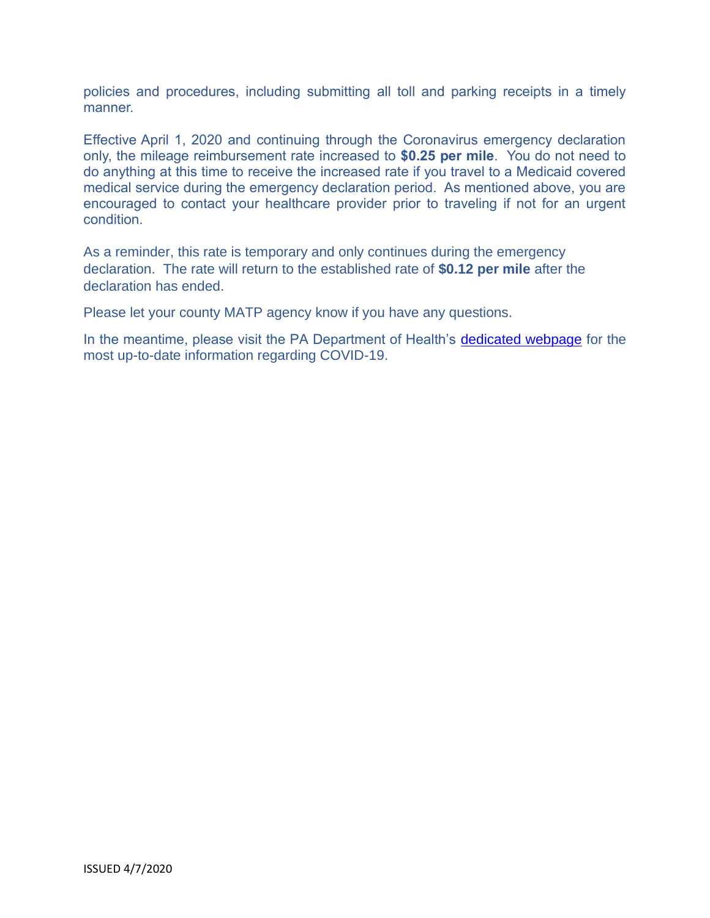policies and procedures, including submitting all toll and parking receipts in a timely manner.

Effective April 1, 2020 and continuing through the Coronavirus emergency declaration only, the mileage reimbursement rate increased to **$0.25 per mile**. You do not need to do anything at this time to receive the increased rate if you travel to a Medicaid covered medical service during the emergency declaration period. As mentioned above, you are encouraged to contact your healthcare provider prior to traveling if not for an urgent condition.

As a reminder, this rate is temporary and only continues during the emergency declaration. The rate will return to the established rate of **$0.12 per mile** after the declaration has ended.

Please let your county MATP agency know if you have any questions.

In the meantime, please visit the PA Department of Health's dedicated webpage for the most up-to-date information regarding COVID-19.

ISSUED 4/7/2020